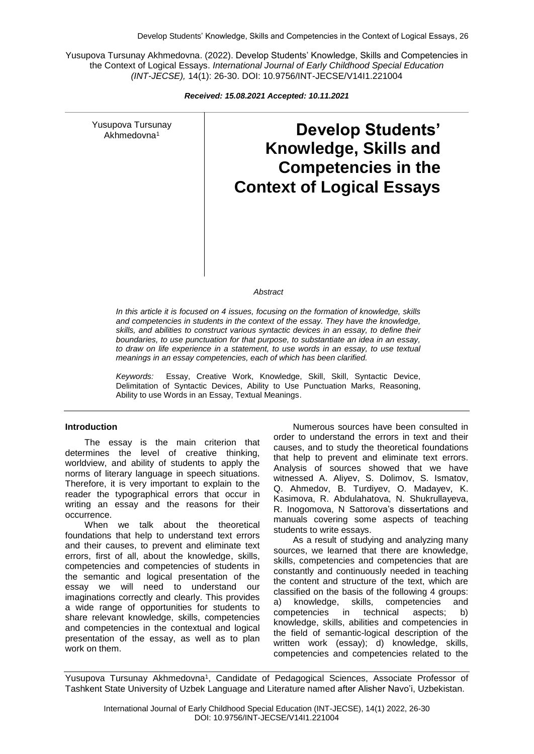Yusupova Tursunay Akhmedovna. (2022). Develop Students' Knowledge, Skills and Competencies in the Context of Logical Essays. *International Journal of Early Childhood Special Education (INT-JECSE),* 14(1): 26-30. DOI: 10.9756/INT-JECSE/V14I1.221004

***Received: 15.08.2021 Accepted: 10.11.2021***

Yusupova Tursunay Akhmedovna[1]

# Develop Students' Knowledge, Skills and Competencies in the Context of Logical Essays

*Abstract*

*In this article it is focused on 4 issues, focusing on the formation of knowledge, skills and competencies in students in the context of the essay. They have the knowledge, skills, and abilities to construct various syntactic devices in an essay, to define their boundaries, to use punctuation for that purpose, to substantiate an idea in an essay, to draw on life experience in a statement, to use words in an essay, to use textual meanings in an essay competencies, each of which has been clarified.*

*Keywords:* Essay, Creative Work, Knowledge, Skill, Skill, Syntactic Device, Delimitation of Syntactic Devices, Ability to Use Punctuation Marks, Reasoning, Ability to use Words in an Essay, Textual Meanings.

## Introduction

The essay is the main criterion that determines the level of creative thinking, worldview, and ability of students to apply the norms of literary language in speech situations. Therefore, it is very important to explain to the reader the typographical errors that occur in writing an essay and the reasons for their occurrence.

When we talk about the theoretical foundations that help to understand text errors and their causes, to prevent and eliminate text errors, first of all, about the knowledge, skills, competencies and competencies of students in the semantic and logical presentation of the essay we will need to understand our imaginations correctly and clearly. This provides a wide range of opportunities for students to share relevant knowledge, skills, competencies and competencies in the contextual and logical presentation of the essay, as well as to plan work on them.

Numerous sources have been consulted in order to understand the errors in text and their causes, and to study the theoretical foundations that help to prevent and eliminate text errors. Analysis of sources showed that we have witnessed A. Aliyev, S. Dolimov, S. Ismatov, Q. Ahmedov, B. Turdiyev, O. Madayev, K. Kasimova, R. Abdulahatova, N. Shukrullayeva, R. Inogomova, N Sattorova's dissertations and manuals covering some aspects of teaching students to write essays.

As a result of studying and analyzing many sources, we learned that there are knowledge, skills, competencies and competencies that are constantly and continuously needed in teaching the content and structure of the text, which are classified on the basis of the following 4 groups: a) knowledge, skills, competencies and competencies in technical aspects; b) knowledge, skills, abilities and competencies in the field of semantic-logical description of the written work (essay); d) knowledge, skills, competencies and competencies related to the

Yusupova Tursunay Akhmedovna[1], Candidate of Pedagogical Sciences, Associate Professor of Tashkent State University of Uzbek Language and Literature named after Alisher Navo'i, Uzbekistan.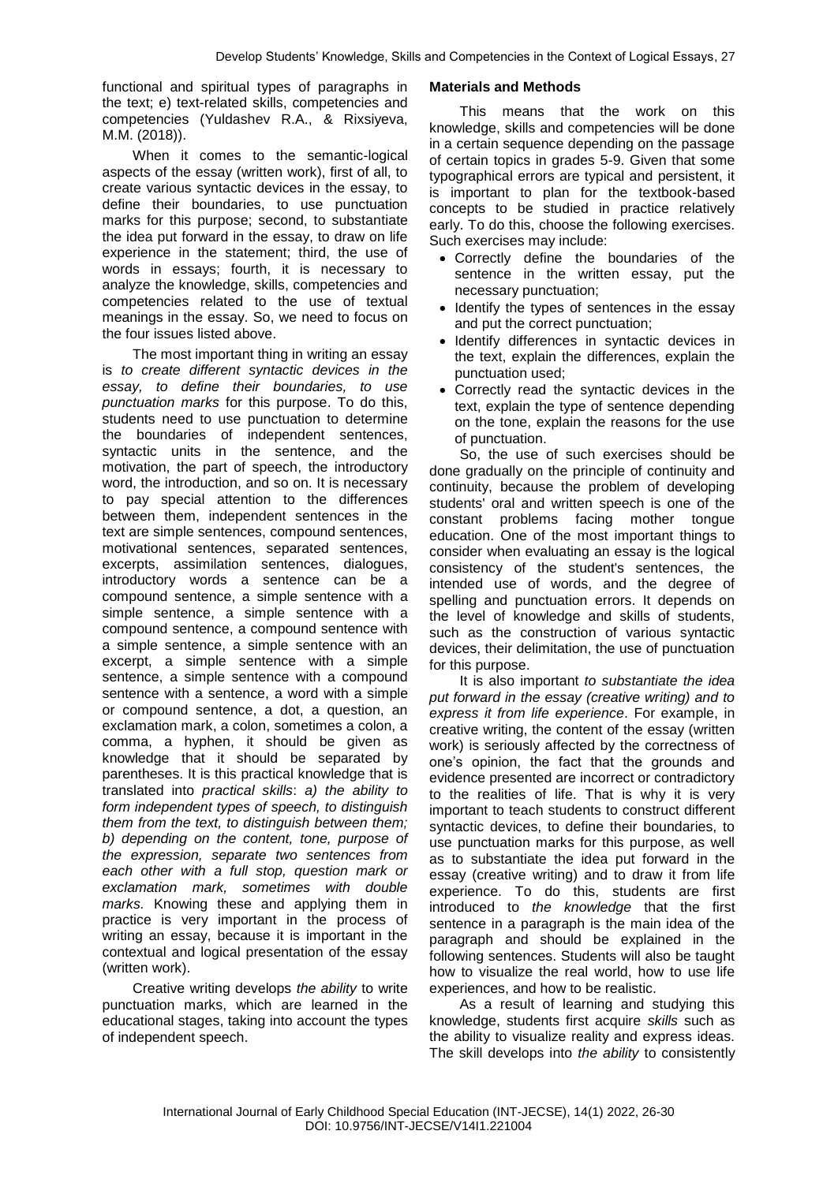functional and spiritual types of paragraphs in the text; e) text-related skills, competencies and competencies (Yuldashev R.A., & Rixsiyeva, M.M. (2018)).

When it comes to the semantic-logical aspects of the essay (written work), first of all, to create various syntactic devices in the essay, to define their boundaries, to use punctuation marks for this purpose; second, to substantiate the idea put forward in the essay, to draw on life experience in the statement; third, the use of words in essays; fourth, it is necessary to analyze the knowledge, skills, competencies and competencies related to the use of textual meanings in the essay. So, we need to focus on the four issues listed above.

The most important thing in writing an essay is *to create different syntactic devices in the essay, to define their boundaries, to use punctuation marks* for this purpose. To do this, students need to use punctuation to determine the boundaries of independent sentences, syntactic units in the sentence, and the motivation, the part of speech, the introductory word, the introduction, and so on. It is necessary to pay special attention to the differences between them, independent sentences in the text are simple sentences, compound sentences, motivational sentences, separated sentences, excerpts, assimilation sentences, dialogues, introductory words a sentence can be a compound sentence, a simple sentence with a simple sentence, a simple sentence with a compound sentence, a compound sentence with a simple sentence, a simple sentence with an excerpt, a simple sentence with a simple sentence, a simple sentence with a compound sentence with a sentence, a word with a simple or compound sentence, a dot, a question, an exclamation mark, a colon, sometimes a colon, a comma, a hyphen, it should be given as knowledge that it should be separated by parentheses. It is this practical knowledge that is translated into *practical skills*: *a) the ability to form independent types of speech, to distinguish them from the text, to distinguish between them; b) depending on the content, tone, purpose of the expression, separate two sentences from each other with a full stop, question mark or exclamation mark, sometimes with double marks.* Knowing these and applying them in practice is very important in the process of writing an essay, because it is important in the contextual and logical presentation of the essay (written work).

Creative writing develops *the ability* to write punctuation marks, which are learned in the educational stages, taking into account the types of independent speech.

**Materials and Methods**

This means that the work on this knowledge, skills and competencies will be done in a certain sequence depending on the passage of certain topics in grades 5-9. Given that some typographical errors are typical and persistent, it is important to plan for the textbook-based concepts to be studied in practice relatively early. To do this, choose the following exercises. Such exercises may include:

- Correctly define the boundaries of the sentence in the written essay, put the necessary punctuation;
- Identify the types of sentences in the essay and put the correct punctuation;
- Identify differences in syntactic devices in the text, explain the differences, explain the punctuation used;
- Correctly read the syntactic devices in the text, explain the type of sentence depending on the tone, explain the reasons for the use of punctuation.

So, the use of such exercises should be done gradually on the principle of continuity and continuity, because the problem of developing students' oral and written speech is one of the constant problems facing mother tongue education. One of the most important things to consider when evaluating an essay is the logical consistency of the student's sentences, the intended use of words, and the degree of spelling and punctuation errors. It depends on the level of knowledge and skills of students, such as the construction of various syntactic devices, their delimitation, the use of punctuation for this purpose.

It is also important *to substantiate the idea put forward in the essay (creative writing) and to express it from life experience*. For example, in creative writing, the content of the essay (written work) is seriously affected by the correctness of one's opinion, the fact that the grounds and evidence presented are incorrect or contradictory to the realities of life. That is why it is very important to teach students to construct different syntactic devices, to define their boundaries, to use punctuation marks for this purpose, as well as to substantiate the idea put forward in the essay (creative writing) and to draw it from life experience. To do this, students are first introduced to *the knowledge* that the first sentence in a paragraph is the main idea of the paragraph and should be explained in the following sentences. Students will also be taught how to visualize the real world, how to use life experiences, and how to be realistic.

As a result of learning and studying this knowledge, students first acquire *skills* such as the ability to visualize reality and express ideas. The skill develops into *the ability* to consistently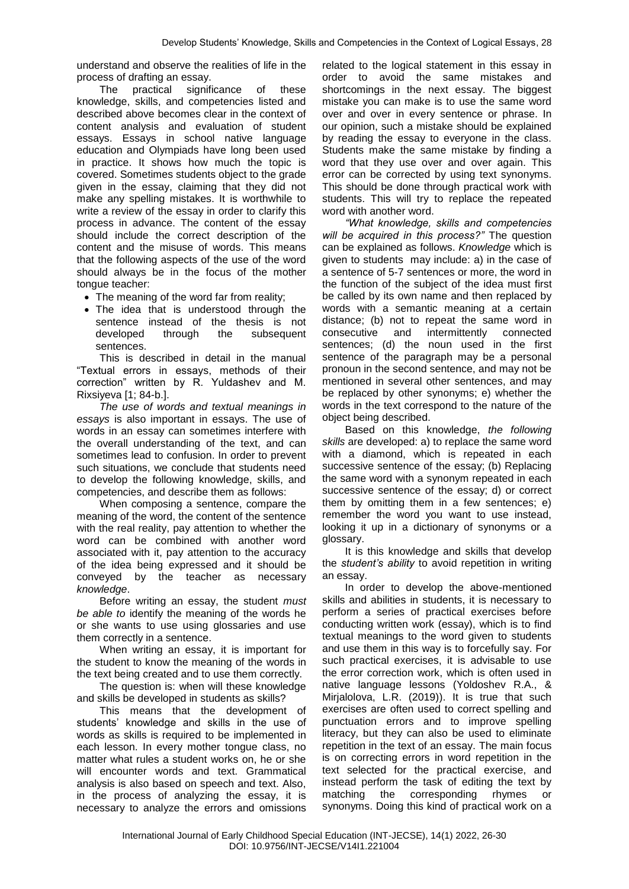understand and observe the realities of life in the process of drafting an essay.

The practical significance of these knowledge, skills, and competencies listed and described above becomes clear in the context of content analysis and evaluation of student essays. Essays in school native language education and Olympiads have long been used in practice. It shows how much the topic is covered. Sometimes students object to the grade given in the essay, claiming that they did not make any spelling mistakes. It is worthwhile to write a review of the essay in order to clarify this process in advance. The content of the essay should include the correct description of the content and the misuse of words. This means that the following aspects of the use of the word should always be in the focus of the mother tongue teacher:

- The meaning of the word far from reality;
- The idea that is understood through the sentence instead of the thesis is not developed through the subsequent sentences.

This is described in detail in the manual "Textual errors in essays, methods of their correction" written by R. Yuldashev and M. Rixsiyeva [1; 84-b.].

*The use of words and textual meanings in essays* is also important in essays. The use of words in an essay can sometimes interfere with the overall understanding of the text, and can sometimes lead to confusion. In order to prevent such situations, we conclude that students need to develop the following knowledge, skills, and competencies, and describe them as follows:

When composing a sentence, compare the meaning of the word, the content of the sentence with the real reality, pay attention to whether the word can be combined with another word associated with it, pay attention to the accuracy of the idea being expressed and it should be conveyed by the teacher as necessary *knowledge*.

Before writing an essay, the student *must be able to* identify the meaning of the words he or she wants to use using glossaries and use them correctly in a sentence.

When writing an essay, it is important for the student to know the meaning of the words in the text being created and to use them correctly.

The question is: when will these knowledge and skills be developed in students as skills?

This means that the development of students' knowledge and skills in the use of words as skills is required to be implemented in each lesson. In every mother tongue class, no matter what rules a student works on, he or she will encounter words and text. Grammatical analysis is also based on speech and text. Also, in the process of analyzing the essay, it is necessary to analyze the errors and omissions related to the logical statement in this essay in order to avoid the same mistakes and shortcomings in the next essay. The biggest mistake you can make is to use the same word over and over in every sentence or phrase. In our opinion, such a mistake should be explained by reading the essay to everyone in the class. Students make the same mistake by finding a word that they use over and over again. This error can be corrected by using text synonyms. This should be done through practical work with students. This will try to replace the repeated word with another word.

*"What knowledge, skills and competencies will be acquired in this process?"* The question can be explained as follows. *Knowledge* which is given to students may include: a) in the case of a sentence of 5-7 sentences or more, the word in the function of the subject of the idea must first be called by its own name and then replaced by words with a semantic meaning at a certain distance; (b) not to repeat the same word in consecutive and intermittently connected sentences; (d) the noun used in the first sentence of the paragraph may be a personal pronoun in the second sentence, and may not be mentioned in several other sentences, and may be replaced by other synonyms; e) whether the words in the text correspond to the nature of the object being described.

Based on this knowledge, *the following skills* are developed: a) to replace the same word with a diamond, which is repeated in each successive sentence of the essay; (b) Replacing the same word with a synonym repeated in each successive sentence of the essay; d) or correct them by omitting them in a few sentences; e) remember the word you want to use instead, looking it up in a dictionary of synonyms or a glossary.

It is this knowledge and skills that develop the *student's ability* to avoid repetition in writing an essay.

In order to develop the above-mentioned skills and abilities in students, it is necessary to perform a series of practical exercises before conducting written work (essay), which is to find textual meanings to the word given to students and use them in this way is to forcefully say. For such practical exercises, it is advisable to use the error correction work, which is often used in native language lessons (Yoldoshev R.A., & Mirjalolova, L.R. (2019)). It is true that such exercises are often used to correct spelling and punctuation errors and to improve spelling literacy, but they can also be used to eliminate repetition in the text of an essay. The main focus is on correcting errors in word repetition in the text selected for the practical exercise, and instead perform the task of editing the text by matching the corresponding rhymes or synonyms. Doing this kind of practical work on a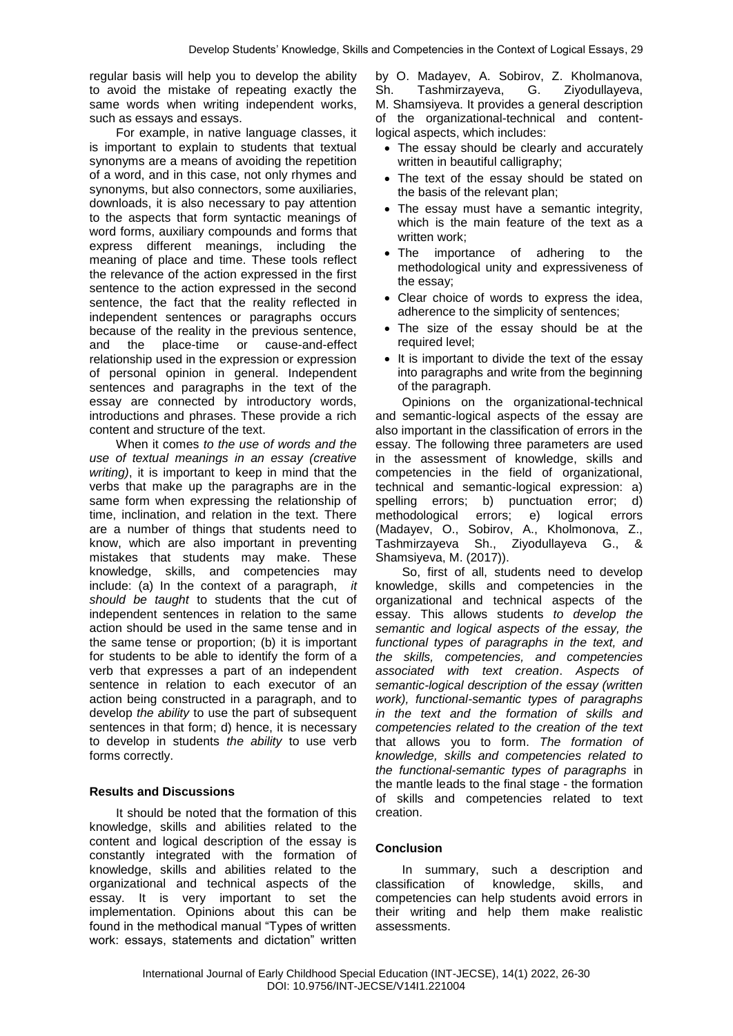regular basis will help you to develop the ability to avoid the mistake of repeating exactly the same words when writing independent works, such as essays and essays.

For example, in native language classes, it is important to explain to students that textual synonyms are a means of avoiding the repetition of a word, and in this case, not only rhymes and synonyms, but also connectors, some auxiliaries, downloads, it is also necessary to pay attention to the aspects that form syntactic meanings of word forms, auxiliary compounds and forms that express different meanings, including the meaning of place and time. These tools reflect the relevance of the action expressed in the first sentence to the action expressed in the second sentence, the fact that the reality reflected in independent sentences or paragraphs occurs because of the reality in the previous sentence, and the place-time or cause-and-effect relationship used in the expression or expression of personal opinion in general. Independent sentences and paragraphs in the text of the essay are connected by introductory words, introductions and phrases. These provide a rich content and structure of the text.

When it comes *to the use of words and the use of textual meanings in an essay (creative writing)*, it is important to keep in mind that the verbs that make up the paragraphs are in the same form when expressing the relationship of time, inclination, and relation in the text. There are a number of things that students need to know, which are also important in preventing mistakes that students may make. These knowledge, skills, and competencies may include: (a) In the context of a paragraph, *it should be taught* to students that the cut of independent sentences in relation to the same action should be used in the same tense and in the same tense or proportion; (b) it is important for students to be able to identify the form of a verb that expresses a part of an independent sentence in relation to each executor of an action being constructed in a paragraph, and to develop *the ability* to use the part of subsequent sentences in that form; d) hence, it is necessary to develop in students *the ability* to use verb forms correctly.

## Results and Discussions

It should be noted that the formation of this knowledge, skills and abilities related to the content and logical description of the essay is constantly integrated with the formation of knowledge, skills and abilities related to the organizational and technical aspects of the essay. It is very important to set the implementation. Opinions about this can be found in the methodical manual "Types of written work: essays, statements and dictation" written by O. Madayev, A. Sobirov, Z. Kholmanova, Sh. Tashmirzayeva, G. Ziyodullayeva, M. Shamsiyeva. It provides a general description of the organizational-technical and content-logical aspects, which includes:

- The essay should be clearly and accurately written in beautiful calligraphy;
- The text of the essay should be stated on the basis of the relevant plan;
- The essay must have a semantic integrity, which is the main feature of the text as a written work;
- The importance of adhering to the methodological unity and expressiveness of the essay;
- Clear choice of words to express the idea, adherence to the simplicity of sentences;
- The size of the essay should be at the required level;
- It is important to divide the text of the essay into paragraphs and write from the beginning of the paragraph.

Opinions on the organizational-technical and semantic-logical aspects of the essay are also important in the classification of errors in the essay. The following three parameters are used in the assessment of knowledge, skills and competencies in the field of organizational, technical and semantic-logical expression: a) spelling errors; b) punctuation error; d) methodological errors; e) logical errors (Madayev, O., Sobirov, A., Kholmonova, Z., Tashmirzayeva Sh., Ziyodullayeva G., & Shamsiyeva, M. (2017)).

So, first of all, students need to develop knowledge, skills and competencies in the organizational and technical aspects of the essay. This allows students *to develop the semantic and logical aspects of the essay, the functional types of paragraphs in the text, and the skills, competencies, and competencies associated with text creation*. *Aspects of semantic-logical description of the essay (written work), functional-semantic types of paragraphs in the text and the formation of skills and competencies related to the creation of the text* that allows you to form. *The formation of knowledge, skills and competencies related to the functional-semantic types of paragraphs* in the mantle leads to the final stage - the formation of skills and competencies related to text creation.

## Conclusion

In summary, such a description and classification of knowledge, skills, and competencies can help students avoid errors in their writing and help them make realistic assessments.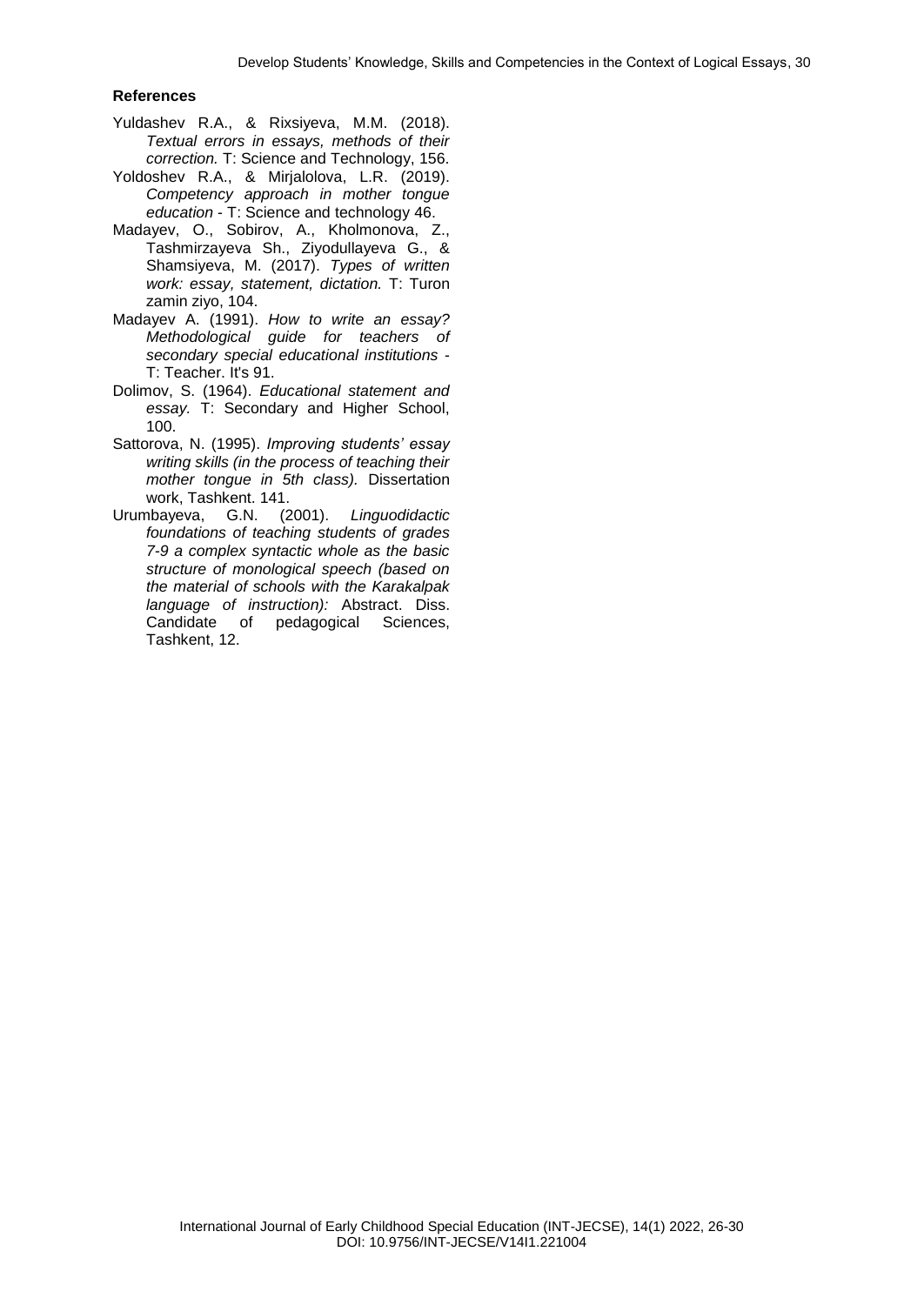**References**

Yuldashev R.A., & Rixsiyeva, M.M. (2018). *Textual errors in essays, methods of their correction.* T: Science and Technology, 156.

Yoldoshev R.A., & Mirjalolova, L.R. (2019). *Competency approach in mother tongue education* - T: Science and technology 46.

Madayev, O., Sobirov, A., Kholmonova, Z., Tashmirzayeva Sh., Ziyodullayeva G., & Shamsiyeva, M. (2017). *Types of written work: essay, statement, dictation.* T: Turon zamin ziyo, 104.

Madayev A. (1991). *How to write an essay? Methodological guide for teachers of secondary special educational institutions* - T: Teacher. It's 91.

Dolimov, S. (1964). *Educational statement and essay.* T: Secondary and Higher School, 100.

Sattorova, N. (1995). *Improving students' essay writing skills (in the process of teaching their mother tongue in 5th class).* Dissertation work, Tashkent. 141.

Urumbayeva, G.N. (2001). *Linguodidactic foundations of teaching students of grades 7-9 a complex syntactic whole as the basic structure of monological speech (based on the material of schools with the Karakalpak language of instruction):* Abstract. Diss. Candidate of pedagogical Sciences, Tashkent, 12.